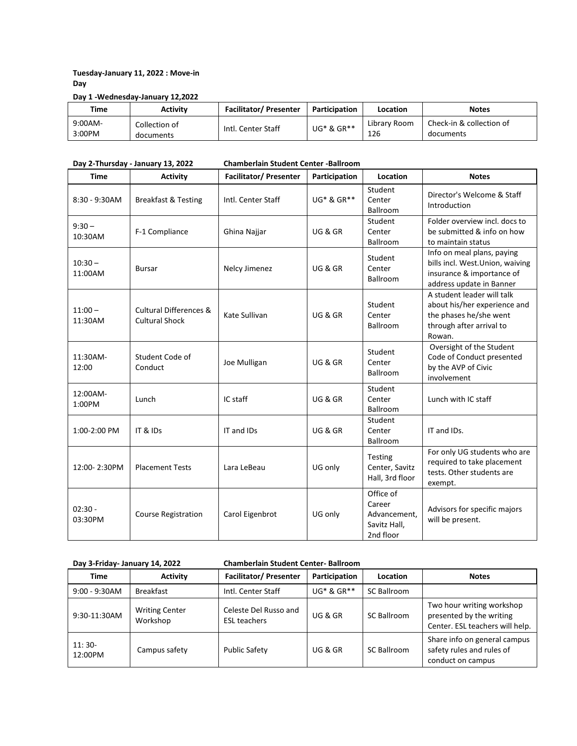**Tuesday-January 11, 2022 : Move-in Day**

**Day 1 -Wednesday-January 12,2022**

| Time | Activity | Facilitator/ Presenter | Participation | Location | Notes |
|---|---|---|---|---|---|
| 9:00AM-3:00PM | Collection of documents | Intl. Center Staff | UG* & GR** | Library Room 126 | Check-in & collection of documents |

**Day 2-Thursday - January 13, 2022 Chamberlain Student Center -Ballroom**

| Time | Activity | Facilitator/ Presenter | Participation | Location | Notes |
|---|---|---|---|---|---|
| 8:30 - 9:30AM | Breakfast & Testing | Intl. Center Staff | UG* & GR** | Student Center Ballroom | Director's Welcome & Staff Introduction |
| 9:30 – 10:30AM | F-1 Compliance | Ghina Najjar | UG & GR | Student Center Ballroom | Folder overview incl. docs to be submitted & info on how to maintain status |
| 10:30 – 11:00AM | Bursar | Nelcy Jimenez | UG & GR | Student Center Ballroom | Info on meal plans, paying bills incl. West.Union, waiving insurance & importance of address update in Banner |
| 11:00 – 11:30AM | Cultural Differences & Cultural Shock | Kate Sullivan | UG & GR | Student Center Ballroom | A student leader will talk about his/her experience and the phases he/she went through after arrival to Rowan. |
| 11:30AM-12:00 | Student Code of Conduct | Joe Mulligan | UG & GR | Student Center Ballroom | Oversight of the Student Code of Conduct presented by the AVP of Civic involvement |
| 12:00AM-1:00PM | Lunch | IC staff | UG & GR | Student Center Ballroom | Lunch with IC staff |
| 1:00-2:00 PM | IT & IDs | IT and IDs | UG & GR | Student Center Ballroom | IT and IDs. |
| 12:00- 2:30PM | Placement Tests | Lara LeBeau | UG only | Testing Center, Savitz Hall, 3rd floor | For only UG students who are required to take placement tests. Other students are exempt. |
| 02:30 - 03:30PM | Course Registration | Carol Eigenbrot | UG only | Office of Career Advancement, Savitz Hall, 2nd floor | Advisors for specific majors will be present. |

**Day 3-Friday- January 14, 2022 Chamberlain Student Center- Ballroom**

| Time | Activity | Facilitator/ Presenter | Participation | Location | Notes |
|---|---|---|---|---|---|
| 9:00 - 9:30AM | Breakfast | Intl. Center Staff | UG* & GR** | SC Ballroom | |
| 9:30-11:30AM | Writing Center Workshop | Celeste Del Russo and ESL teachers | UG & GR | SC Ballroom | Two hour writing workshop presented by the writing Center. ESL teachers will help. |
| 11: 30-12:00PM | Campus safety | Public Safety | UG & GR | SC Ballroom | Share info on general campus safety rules and rules of conduct on campus |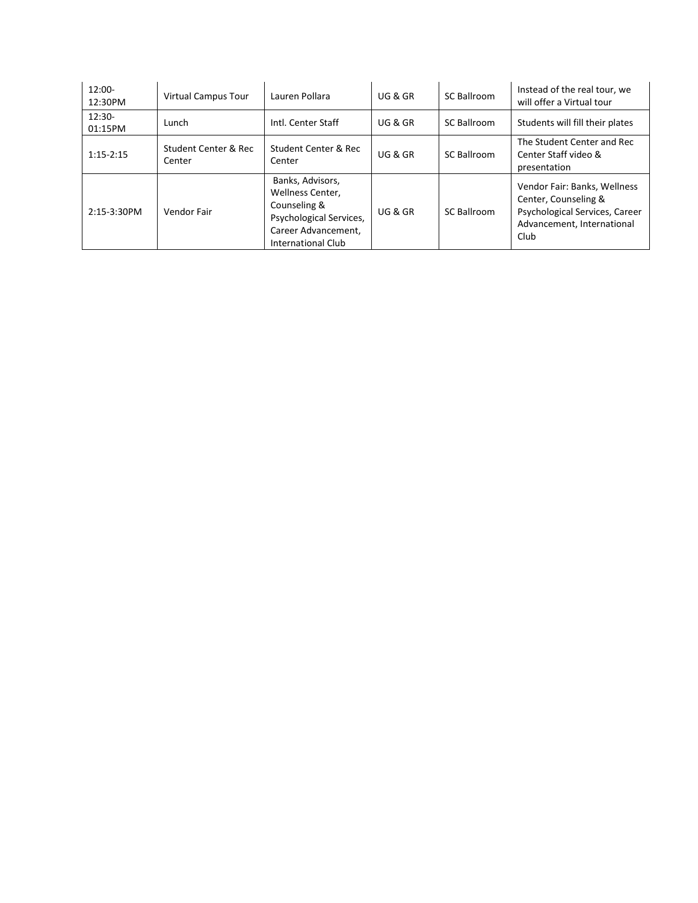| | | | | | |
|---|---|---|---|---|---|
| 12:00-12:30PM | Virtual Campus Tour | Lauren Pollara | UG & GR | SC Ballroom | Instead of the real tour, we will offer a Virtual tour |
| 12:30-01:15PM | Lunch | Intl. Center Staff | UG & GR | SC Ballroom | Students will fill their plates |
| 1:15-2:15 | Student Center & Rec Center | Student Center & Rec Center | UG & GR | SC Ballroom | The Student Center and Rec Center Staff video & presentation |
| 2:15-3:30PM | Vendor Fair | Banks, Advisors, Wellness Center, Counseling & Psychological Services, Career Advancement, International Club | UG & GR | SC Ballroom | Vendor Fair: Banks, Wellness Center, Counseling & Psychological Services, Career Advancement, International Club |